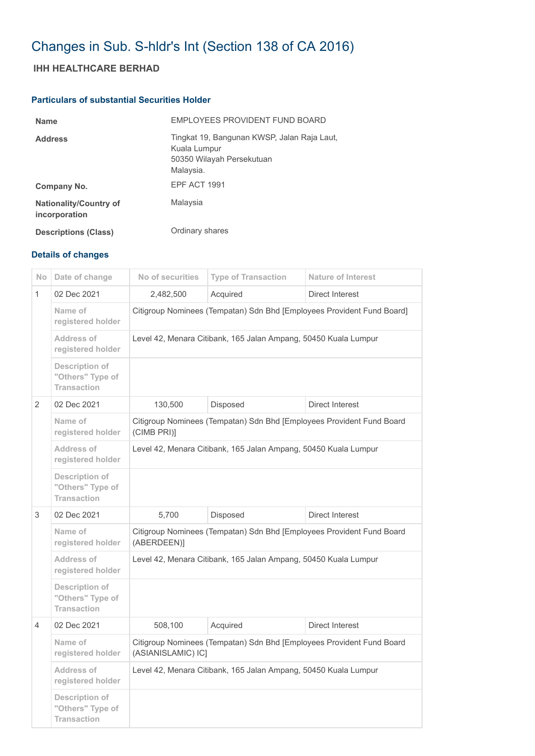# Changes in Sub. S-hldr's Int (Section 138 of CA 2016)

## IHH HEALTHCARE BERHAD

### Particulars of substantial Securities Holder

| | |
|---|---|
| **Name** | EMPLOYEES PROVIDENT FUND BOARD |
| **Address** | Tingkat 19, Bangunan KWSP, Jalan Raja Laut,<br>Kuala Lumpur<br>50350 Wilayah Persekutuan<br>Malaysia. |
| **Company No.** | EPF ACT 1991 |
| **Nationality/Country of incorporation** | Malaysia |
| **Descriptions (Class)** | Ordinary shares |

### Details of changes

| No | Date of change | No of securities | Type of Transaction | Nature of Interest |
|---|---|---|---|---|
| 1 | 02 Dec 2021 | 2,482,500 | Acquired | Direct Interest |
| | Name of registered holder | Citigroup Nominees (Tempatan) Sdn Bhd [Employees Provident Fund Board] | | |
| | Address of registered holder | Level 42, Menara Citibank, 165 Jalan Ampang, 50450 Kuala Lumpur | | |
| | Description of "Others" Type of Transaction | | | |
| 2 | 02 Dec 2021 | 130,500 | Disposed | Direct Interest |
| | Name of registered holder | Citigroup Nominees (Tempatan) Sdn Bhd [Employees Provident Fund Board (CIMB PRI)] | | |
| | Address of registered holder | Level 42, Menara Citibank, 165 Jalan Ampang, 50450 Kuala Lumpur | | |
| | Description of "Others" Type of Transaction | | | |
| 3 | 02 Dec 2021 | 5,700 | Disposed | Direct Interest |
| | Name of registered holder | Citigroup Nominees (Tempatan) Sdn Bhd [Employees Provident Fund Board (ABERDEEN)] | | |
| | Address of registered holder | Level 42, Menara Citibank, 165 Jalan Ampang, 50450 Kuala Lumpur | | |
| | Description of "Others" Type of Transaction | | | |
| 4 | 02 Dec 2021 | 508,100 | Acquired | Direct Interest |
| | Name of registered holder | Citigroup Nominees (Tempatan) Sdn Bhd [Employees Provident Fund Board (ASIANISLAMIC) IC] | | |
| | Address of registered holder | Level 42, Menara Citibank, 165 Jalan Ampang, 50450 Kuala Lumpur | | |
| | Description of "Others" Type of Transaction | | | |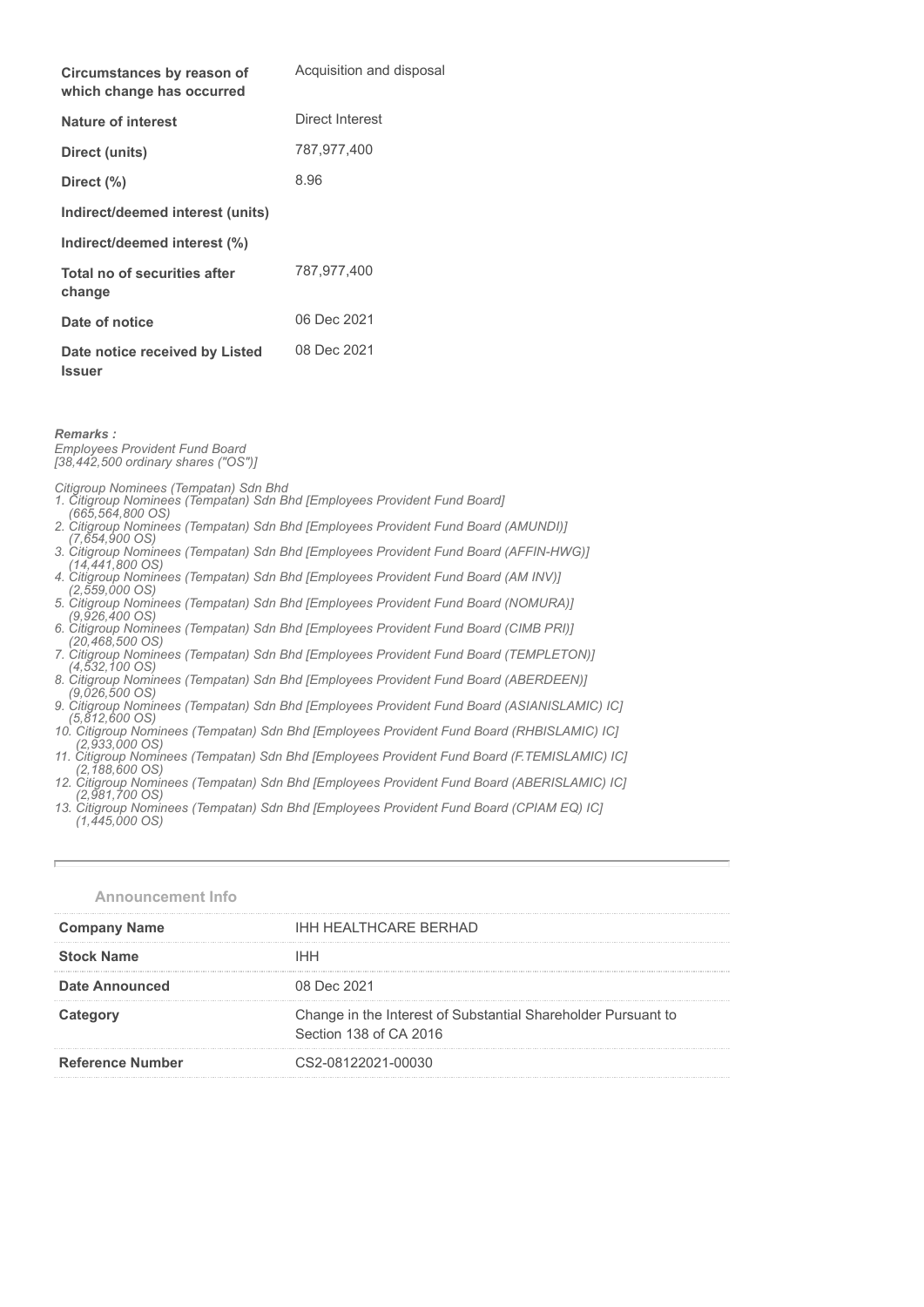| | |
|---|---|
| **Circumstances by reason of which change has occurred** | Acquisition and disposal |
| **Nature of interest** | Direct Interest |
| **Direct (units)** | 787,977,400 |
| **Direct (%)** | 8.96 |
| **Indirect/deemed interest (units)** | |
| **Indirect/deemed interest (%)** | |
| **Total no of securities after change** | 787,977,400 |
| **Date of notice** | 06 Dec 2021 |
| **Date notice received by Listed Issuer** | 08 Dec 2021 |

***Remarks :***

*Employees Provident Fund Board*
*[38,442,500 ordinary shares ("OS")]*

*Citigroup Nominees (Tempatan) Sdn Bhd*

1. *Citigroup Nominees (Tempatan) Sdn Bhd [Employees Provident Fund Board] (665,564,800 OS)*
2. *Citigroup Nominees (Tempatan) Sdn Bhd [Employees Provident Fund Board (AMUNDI)] (7,654,900 OS)*
3. *Citigroup Nominees (Tempatan) Sdn Bhd [Employees Provident Fund Board (AFFIN-HWG)] (14,441,800 OS)*
4. *Citigroup Nominees (Tempatan) Sdn Bhd [Employees Provident Fund Board (AM INV)] (2,559,000 OS)*
5. *Citigroup Nominees (Tempatan) Sdn Bhd [Employees Provident Fund Board (NOMURA)] (9,926,400 OS)*
6. *Citigroup Nominees (Tempatan) Sdn Bhd [Employees Provident Fund Board (CIMB PRI)] (20,468,500 OS)*
7. *Citigroup Nominees (Tempatan) Sdn Bhd [Employees Provident Fund Board (TEMPLETON)] (4,532,100 OS)*
8. *Citigroup Nominees (Tempatan) Sdn Bhd [Employees Provident Fund Board (ABERDEEN)] (9,026,500 OS)*
9. *Citigroup Nominees (Tempatan) Sdn Bhd [Employees Provident Fund Board (ASIANISLAMIC) IC] (5,812,600 OS)*
10. *Citigroup Nominees (Tempatan) Sdn Bhd [Employees Provident Fund Board (RHBISLAMIC) IC] (2,933,000 OS)*
11. *Citigroup Nominees (Tempatan) Sdn Bhd [Employees Provident Fund Board (F.TEMISLAMIC) IC] (2,188,600 OS)*
12. *Citigroup Nominees (Tempatan) Sdn Bhd [Employees Provident Fund Board (ABERISLAMIC) IC] (2,981,700 OS)*
13. *Citigroup Nominees (Tempatan) Sdn Bhd [Employees Provident Fund Board (CPIAM EQ) IC] (1,445,000 OS)*

---

### Announcement Info

| | |
|---|---|
| **Company Name** | IHH HEALTHCARE BERHAD |
| **Stock Name** | IHH |
| **Date Announced** | 08 Dec 2021 |
| **Category** | Change in the Interest of Substantial Shareholder Pursuant to Section 138 of CA 2016 |
| **Reference Number** | CS2-08122021-00030 |